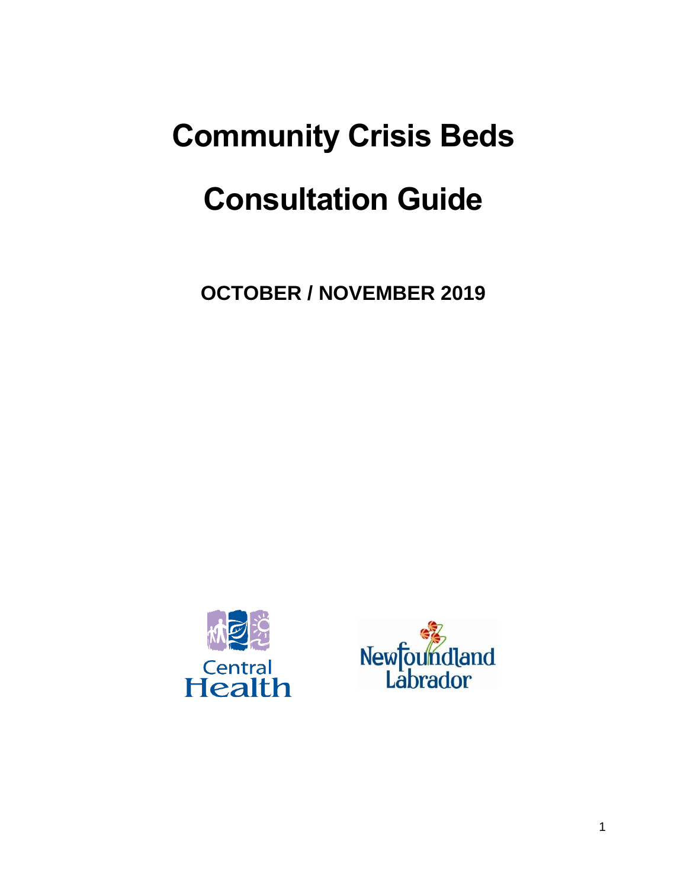# Community Crisis Beds

# Consultation Guide

**OCTOBER / NOVEMBER 2019**

Central Health

Newfoundland Labrador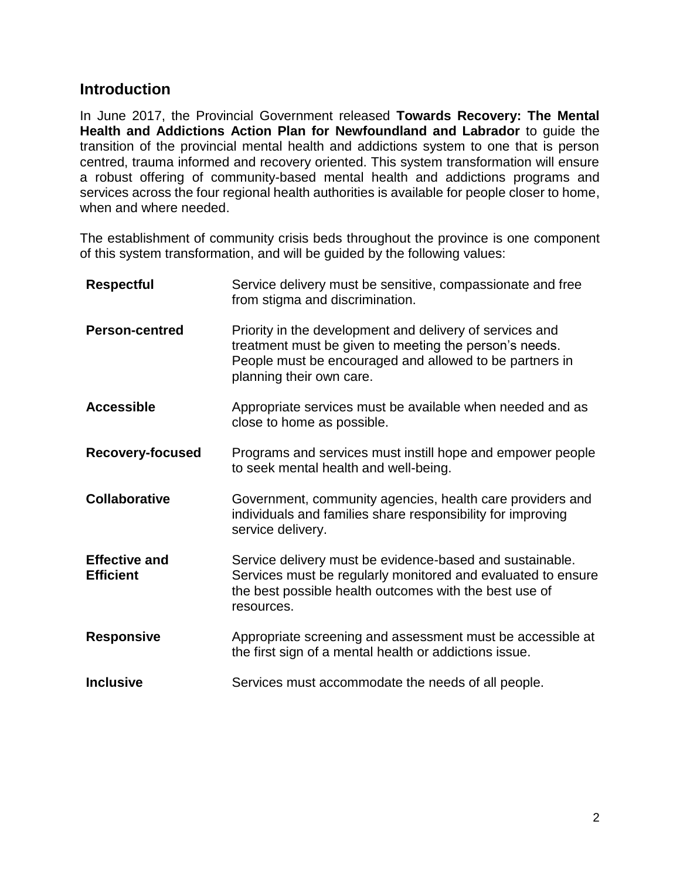## Introduction

In June 2017, the Provincial Government released **Towards Recovery: The Mental Health and Addictions Action Plan for Newfoundland and Labrador** to guide the transition of the provincial mental health and addictions system to one that is person centred, trauma informed and recovery oriented. This system transformation will ensure a robust offering of community-based mental health and addictions programs and services across the four regional health authorities is available for people closer to home, when and where needed.

The establishment of community crisis beds throughout the province is one component of this system transformation, and will be guided by the following values:

| | |
|---|---|
| **Respectful** | Service delivery must be sensitive, compassionate and free from stigma and discrimination. |
| **Person-centred** | Priority in the development and delivery of services and treatment must be given to meeting the person's needs. People must be encouraged and allowed to be partners in planning their own care. |
| **Accessible** | Appropriate services must be available when needed and as close to home as possible. |
| **Recovery-focused** | Programs and services must instill hope and empower people to seek mental health and well-being. |
| **Collaborative** | Government, community agencies, health care providers and individuals and families share responsibility for improving service delivery. |
| **Effective and Efficient** | Service delivery must be evidence-based and sustainable. Services must be regularly monitored and evaluated to ensure the best possible health outcomes with the best use of resources. |
| **Responsive** | Appropriate screening and assessment must be accessible at the first sign of a mental health or addictions issue. |
| **Inclusive** | Services must accommodate the needs of all people. |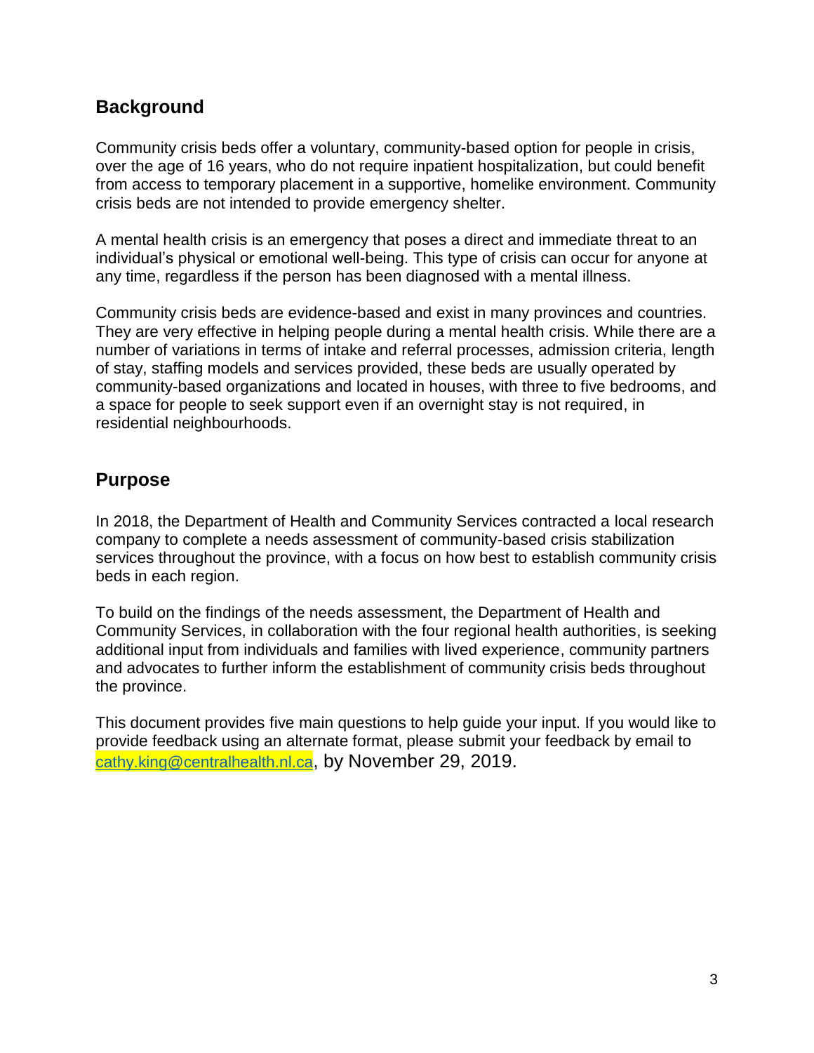## Background

Community crisis beds offer a voluntary, community-based option for people in crisis, over the age of 16 years, who do not require inpatient hospitalization, but could benefit from access to temporary placement in a supportive, homelike environment. Community crisis beds are not intended to provide emergency shelter.

A mental health crisis is an emergency that poses a direct and immediate threat to an individual's physical or emotional well-being. This type of crisis can occur for anyone at any time, regardless if the person has been diagnosed with a mental illness.

Community crisis beds are evidence-based and exist in many provinces and countries. They are very effective in helping people during a mental health crisis. While there are a number of variations in terms of intake and referral processes, admission criteria, length of stay, staffing models and services provided, these beds are usually operated by community-based organizations and located in houses, with three to five bedrooms, and a space for people to seek support even if an overnight stay is not required, in residential neighbourhoods.

## Purpose

In 2018, the Department of Health and Community Services contracted a local research company to complete a needs assessment of community-based crisis stabilization services throughout the province, with a focus on how best to establish community crisis beds in each region.

To build on the findings of the needs assessment, the Department of Health and Community Services, in collaboration with the four regional health authorities, is seeking additional input from individuals and families with lived experience, community partners and advocates to further inform the establishment of community crisis beds throughout the province.

This document provides five main questions to help guide your input. If you would like to provide feedback using an alternate format, please submit your feedback by email to cathy.king@centralhealth.nl.ca, by November 29, 2019.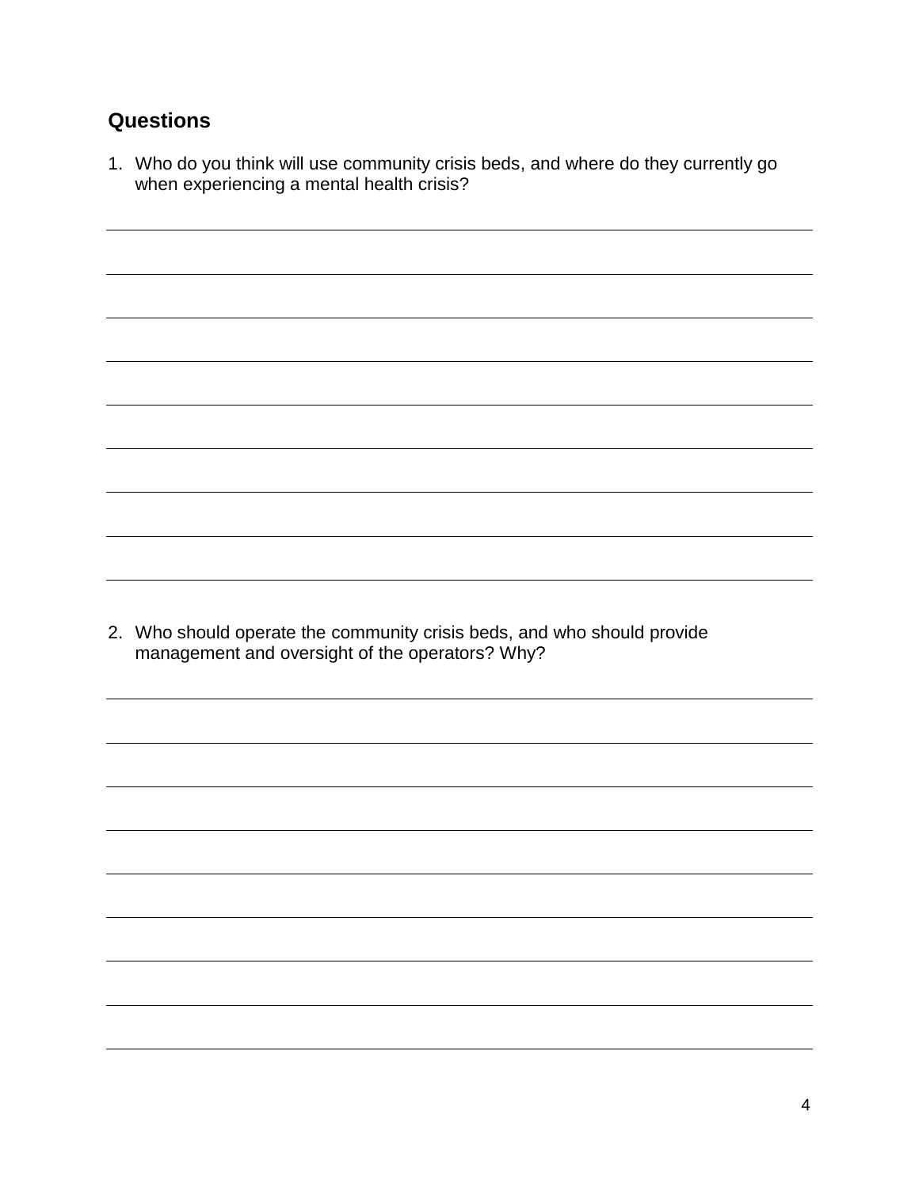## Questions

1. Who do you think will use community crisis beds, and where do they currently go when experiencing a mental health crisis?

2. Who should operate the community crisis beds, and who should provide management and oversight of the operators? Why?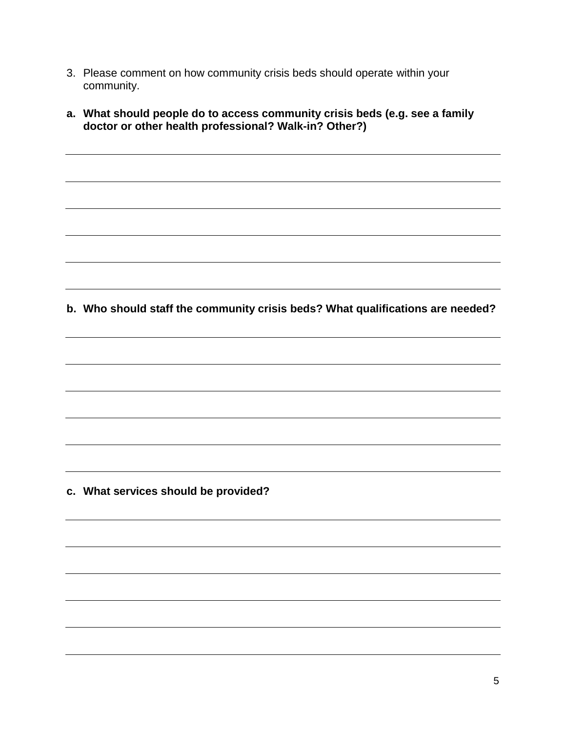3. Please comment on how community crisis beds should operate within your community.

**a. What should people do to access community crisis beds (e.g. see a family doctor or other health professional? Walk-in? Other?)**

**b. Who should staff the community crisis beds? What qualifications are needed?**

**c. What services should be provided?**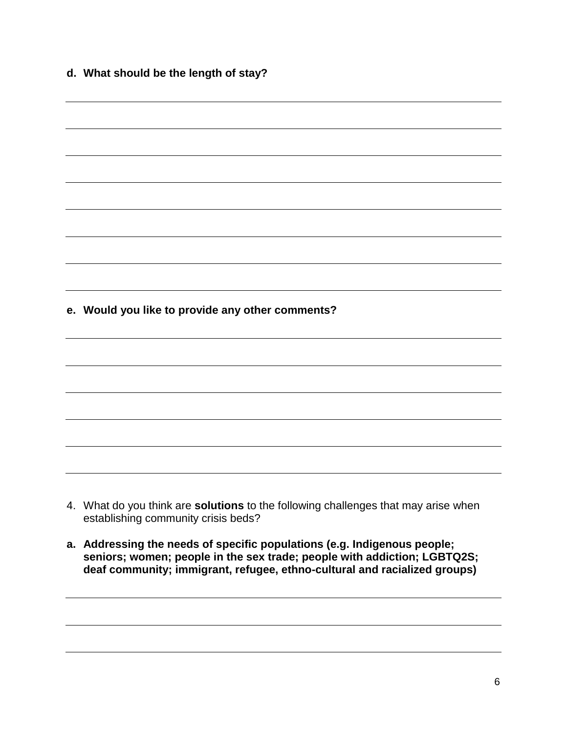**d. What should be the length of stay?**

**e. Would you like to provide any other comments?**

4. What do you think are **solutions** to the following challenges that may arise when establishing community crisis beds?

**a. Addressing the needs of specific populations (e.g. Indigenous people; seniors; women; people in the sex trade; people with addiction; LGBTQ2S; deaf community; immigrant, refugee, ethno-cultural and racialized groups)**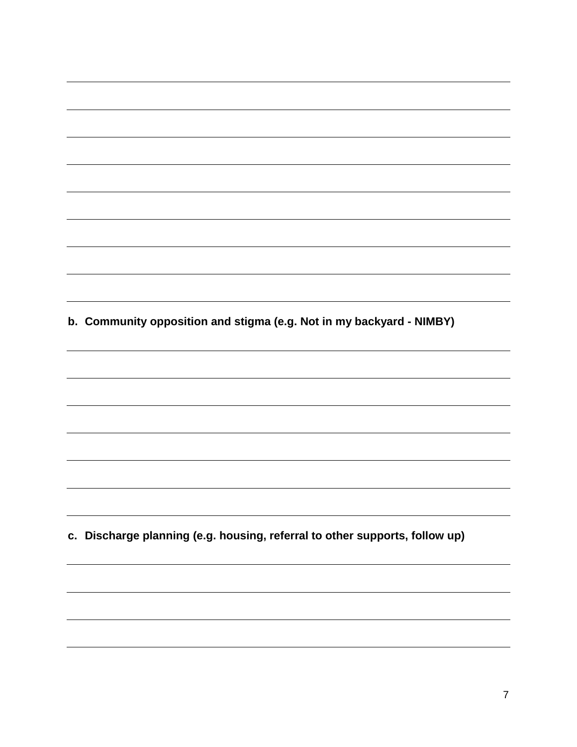**b. Community opposition and stigma (e.g. Not in my backyard - NIMBY)**

**c. Discharge planning (e.g. housing, referral to other supports, follow up)**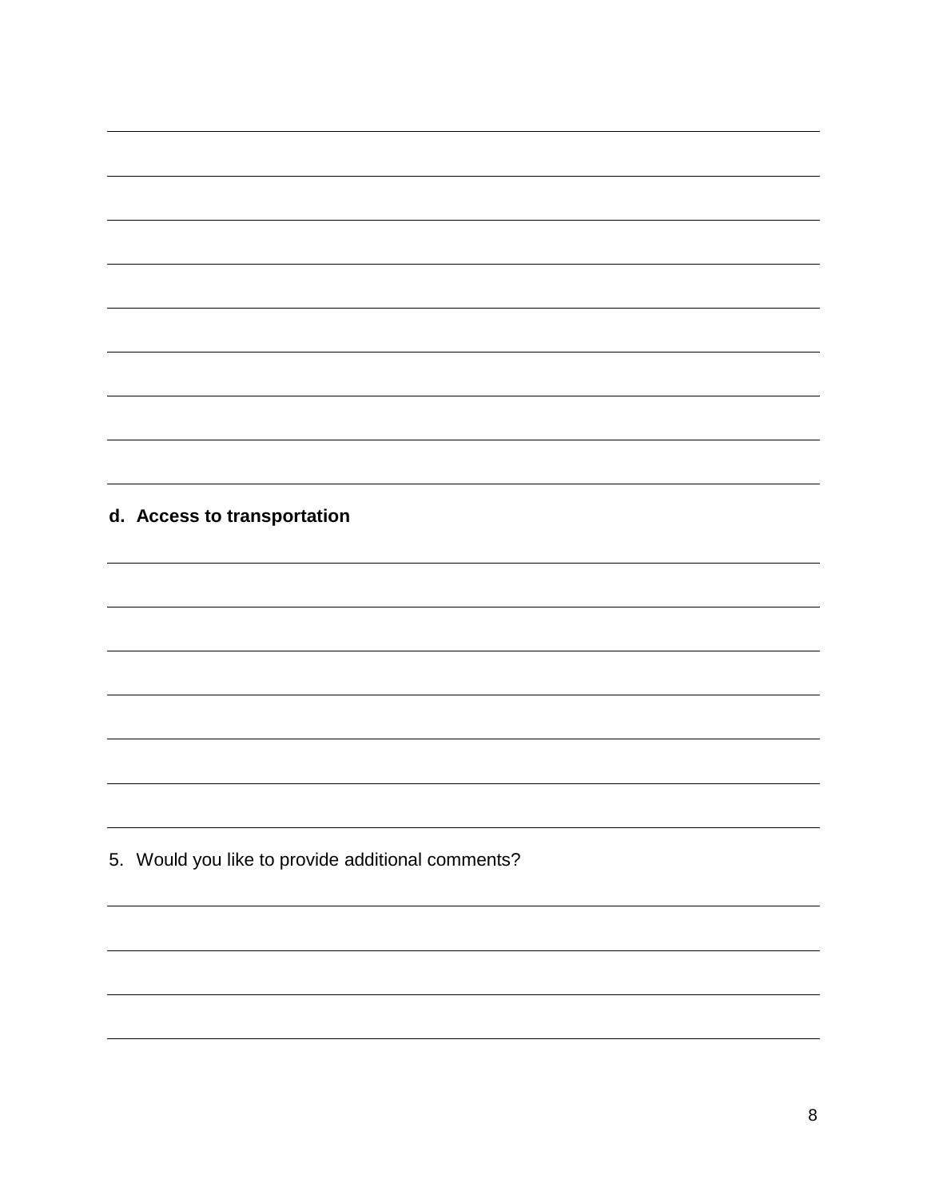**d. Access to transportation**

5. Would you like to provide additional comments?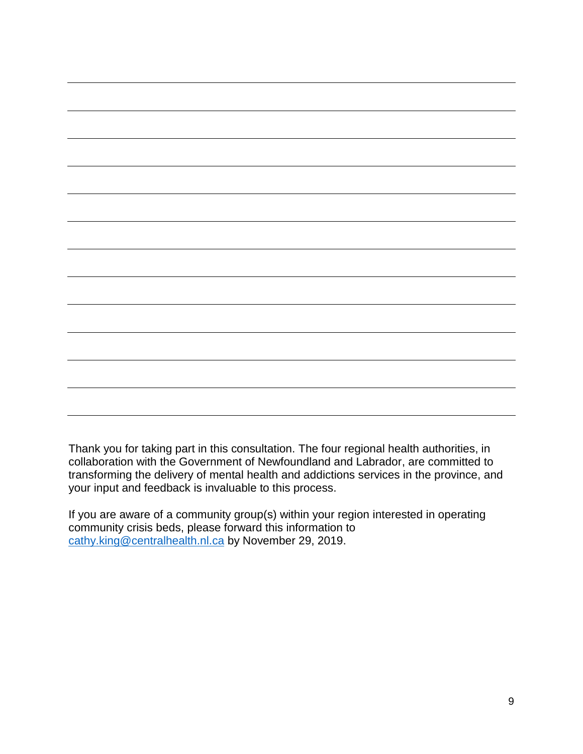\_\_\_\_\_\_\_\_\_\_\_\_\_\_\_\_\_\_\_\_\_\_\_\_\_\_\_\_\_\_\_\_\_\_\_\_\_\_\_\_\_\_\_\_\_\_\_\_\_\_\_\_\_\_\_\_\_\_\_\_\_\_\_\_\_\_\_\_\_\_\_\_\_\_

\_\_\_\_\_\_\_\_\_\_\_\_\_\_\_\_\_\_\_\_\_\_\_\_\_\_\_\_\_\_\_\_\_\_\_\_\_\_\_\_\_\_\_\_\_\_\_\_\_\_\_\_\_\_\_\_\_\_\_\_\_\_\_\_\_\_\_\_\_\_\_\_\_\_

\_\_\_\_\_\_\_\_\_\_\_\_\_\_\_\_\_\_\_\_\_\_\_\_\_\_\_\_\_\_\_\_\_\_\_\_\_\_\_\_\_\_\_\_\_\_\_\_\_\_\_\_\_\_\_\_\_\_\_\_\_\_\_\_\_\_\_\_\_\_\_\_\_\_

\_\_\_\_\_\_\_\_\_\_\_\_\_\_\_\_\_\_\_\_\_\_\_\_\_\_\_\_\_\_\_\_\_\_\_\_\_\_\_\_\_\_\_\_\_\_\_\_\_\_\_\_\_\_\_\_\_\_\_\_\_\_\_\_\_\_\_\_\_\_\_\_\_\_

\_\_\_\_\_\_\_\_\_\_\_\_\_\_\_\_\_\_\_\_\_\_\_\_\_\_\_\_\_\_\_\_\_\_\_\_\_\_\_\_\_\_\_\_\_\_\_\_\_\_\_\_\_\_\_\_\_\_\_\_\_\_\_\_\_\_\_\_\_\_\_\_\_\_

\_\_\_\_\_\_\_\_\_\_\_\_\_\_\_\_\_\_\_\_\_\_\_\_\_\_\_\_\_\_\_\_\_\_\_\_\_\_\_\_\_\_\_\_\_\_\_\_\_\_\_\_\_\_\_\_\_\_\_\_\_\_\_\_\_\_\_\_\_\_\_\_\_\_

\_\_\_\_\_\_\_\_\_\_\_\_\_\_\_\_\_\_\_\_\_\_\_\_\_\_\_\_\_\_\_\_\_\_\_\_\_\_\_\_\_\_\_\_\_\_\_\_\_\_\_\_\_\_\_\_\_\_\_\_\_\_\_\_\_\_\_\_\_\_\_\_\_\_

\_\_\_\_\_\_\_\_\_\_\_\_\_\_\_\_\_\_\_\_\_\_\_\_\_\_\_\_\_\_\_\_\_\_\_\_\_\_\_\_\_\_\_\_\_\_\_\_\_\_\_\_\_\_\_\_\_\_\_\_\_\_\_\_\_\_\_\_\_\_\_\_\_\_

\_\_\_\_\_\_\_\_\_\_\_\_\_\_\_\_\_\_\_\_\_\_\_\_\_\_\_\_\_\_\_\_\_\_\_\_\_\_\_\_\_\_\_\_\_\_\_\_\_\_\_\_\_\_\_\_\_\_\_\_\_\_\_\_\_\_\_\_\_\_\_\_\_\_

\_\_\_\_\_\_\_\_\_\_\_\_\_\_\_\_\_\_\_\_\_\_\_\_\_\_\_\_\_\_\_\_\_\_\_\_\_\_\_\_\_\_\_\_\_\_\_\_\_\_\_\_\_\_\_\_\_\_\_\_\_\_\_\_\_\_\_\_\_\_\_\_\_\_

\_\_\_\_\_\_\_\_\_\_\_\_\_\_\_\_\_\_\_\_\_\_\_\_\_\_\_\_\_\_\_\_\_\_\_\_\_\_\_\_\_\_\_\_\_\_\_\_\_\_\_\_\_\_\_\_\_\_\_\_\_\_\_\_\_\_\_\_\_\_\_\_\_\_

\_\_\_\_\_\_\_\_\_\_\_\_\_\_\_\_\_\_\_\_\_\_\_\_\_\_\_\_\_\_\_\_\_\_\_\_\_\_\_\_\_\_\_\_\_\_\_\_\_\_\_\_\_\_\_\_\_\_\_\_\_\_\_\_\_\_\_\_\_\_\_\_\_\_

\_\_\_\_\_\_\_\_\_\_\_\_\_\_\_\_\_\_\_\_\_\_\_\_\_\_\_\_\_\_\_\_\_\_\_\_\_\_\_\_\_\_\_\_\_\_\_\_\_\_\_\_\_\_\_\_\_\_\_\_\_\_\_\_\_\_\_\_\_\_\_\_\_\_

Thank you for taking part in this consultation. The four regional health authorities, in collaboration with the Government of Newfoundland and Labrador, are committed to transforming the delivery of mental health and addictions services in the province, and your input and feedback is invaluable to this process.

If you are aware of a community group(s) within your region interested in operating community crisis beds, please forward this information to [cathy.king@centralhealth.nl.ca](mailto:cathy.king@centralhealth.nl.ca) by November 29, 2019.